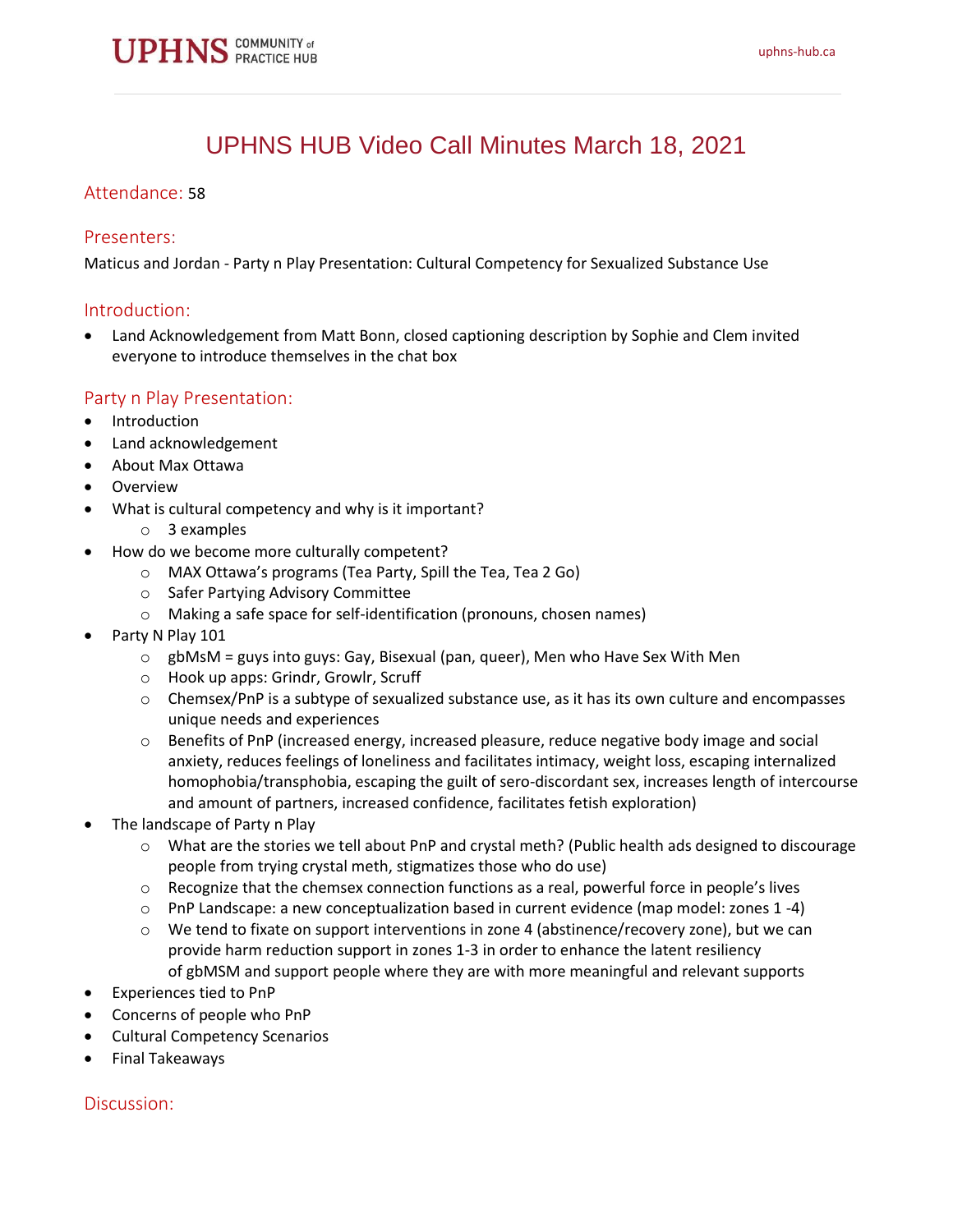# UPHNS HUB Video Call Minutes March 18, 2021

## Attendance: 58

## Presenters:

Maticus and Jordan - Party n Play Presentation: Cultural Competency for Sexualized Substance Use

## Introduction:

- Land Acknowledgement from Matt Bonn, closed captioning description by Sophie and Clem invited everyone to introduce themselves in the chat box

## Party n Play Presentation:

- Introduction
- Land acknowledgement
- About Max Ottawa
- Overview
- What is cultural competency and why is it important?
  - 3 examples
- How do we become more culturally competent?
  - MAX Ottawa's programs (Tea Party, Spill the Tea, Tea 2 Go)
  - Safer Partying Advisory Committee
  - Making a safe space for self-identification (pronouns, chosen names)
- Party N Play 101
  - gbMsM = guys into guys: Gay, Bisexual (pan, queer), Men who Have Sex With Men
  - Hook up apps: Grindr, Growlr, Scruff
  - Chemsex/PnP is a subtype of sexualized substance use, as it has its own culture and encompasses unique needs and experiences
  - Benefits of PnP (increased energy, increased pleasure, reduce negative body image and social anxiety, reduces feelings of loneliness and facilitates intimacy, weight loss, escaping internalized homophobia/transphobia, escaping the guilt of sero-discordant sex, increases length of intercourse and amount of partners, increased confidence, facilitates fetish exploration)
- The landscape of Party n Play
  - What are the stories we tell about PnP and crystal meth? (Public health ads designed to discourage people from trying crystal meth, stigmatizes those who do use)
  - Recognize that the chemsex connection functions as a real, powerful force in people's lives
  - PnP Landscape: a new conceptualization based in current evidence (map model: zones 1 -4)
  - We tend to fixate on support interventions in zone 4 (abstinence/recovery zone), but we can provide harm reduction support in zones 1-3 in order to enhance the latent resiliency of gbMSM and support people where they are with more meaningful and relevant supports
- Experiences tied to PnP
- Concerns of people who PnP
- Cultural Competency Scenarios
- Final Takeaways

## Discussion: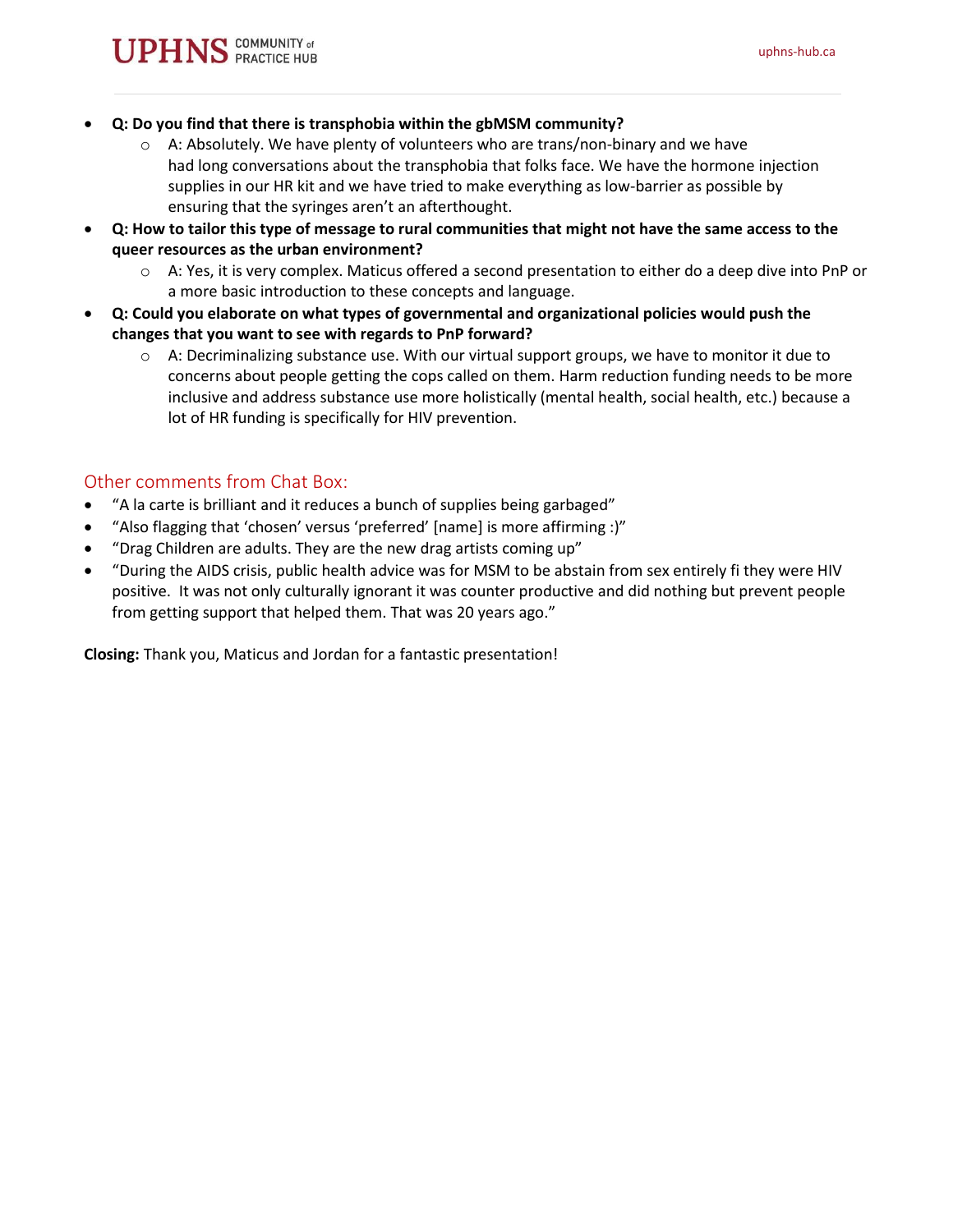- **Q: Do you find that there is transphobia within the gbMSM community?**
    - A: Absolutely. We have plenty of volunteers who are trans/non-binary and we have had long conversations about the transphobia that folks face. We have the hormone injection supplies in our HR kit and we have tried to make everything as low-barrier as possible by ensuring that the syringes aren't an afterthought.
- **Q: How to tailor this type of message to rural communities that might not have the same access to the queer resources as the urban environment?**
    - A: Yes, it is very complex. Maticus offered a second presentation to either do a deep dive into PnP or a more basic introduction to these concepts and language.
- **Q: Could you elaborate on what types of governmental and organizational policies would push the changes that you want to see with regards to PnP forward?**
    - A: Decriminalizing substance use. With our virtual support groups, we have to monitor it due to concerns about people getting the cops called on them. Harm reduction funding needs to be more inclusive and address substance use more holistically (mental health, social health, etc.) because a lot of HR funding is specifically for HIV prevention.

## Other comments from Chat Box:

- "A la carte is brilliant and it reduces a bunch of supplies being garbaged"
- "Also flagging that 'chosen' versus 'preferred' [name] is more affirming :)"
- "Drag Children are adults. They are the new drag artists coming up"
- "During the AIDS crisis, public health advice was for MSM to be abstain from sex entirely fi they were HIV positive. It was not only culturally ignorant it was counter productive and did nothing but prevent people from getting support that helped them. That was 20 years ago."

**Closing:** Thank you, Maticus and Jordan for a fantastic presentation!